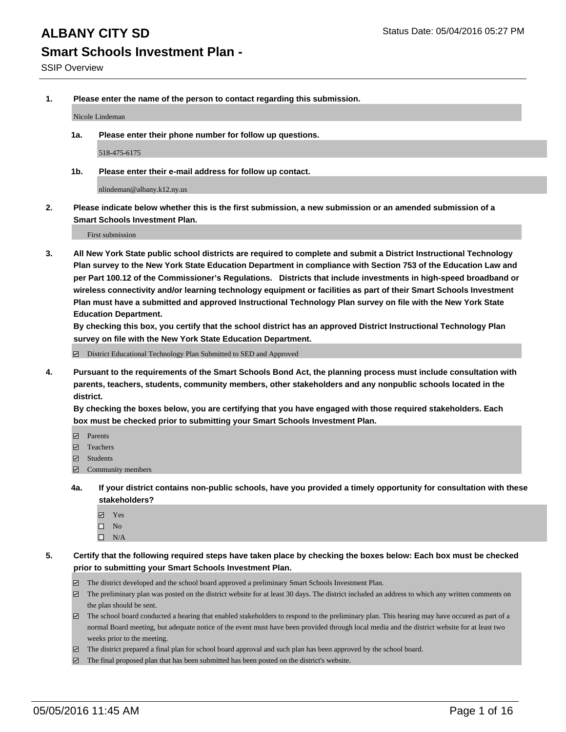# ALBANY CITY SD

Status Date: 05/04/2016 05:27 PM

## Smart Schools Investment Plan -

SSIP Overview

**1. Please enter the name of the person to contact regarding this submission.**

Nicole Lindeman

**1a. Please enter their phone number for follow up questions.**

518-475-6175

**1b. Please enter their e-mail address for follow up contact.**

nlindeman@albany.k12.ny.us

**2. Please indicate below whether this is the first submission, a new submission or an amended submission of a Smart Schools Investment Plan.**

First submission

**3. All New York State public school districts are required to complete and submit a District Instructional Technology Plan survey to the New York State Education Department in compliance with Section 753 of the Education Law and per Part 100.12 of the Commissioner's Regulations. Districts that include investments in high-speed broadband or wireless connectivity and/or learning technology equipment or facilities as part of their Smart Schools Investment Plan must have a submitted and approved Instructional Technology Plan survey on file with the New York State Education Department.**
**By checking this box, you certify that the school district has an approved District Instructional Technology Plan survey on file with the New York State Education Department.**

- ☑ District Educational Technology Plan Submitted to SED and Approved

**4. Pursuant to the requirements of the Smart Schools Bond Act, the planning process must include consultation with parents, teachers, students, community members, other stakeholders and any nonpublic schools located in the district.**
**By checking the boxes below, you are certifying that you have engaged with those required stakeholders. Each box must be checked prior to submitting your Smart Schools Investment Plan.**

- ☑ Parents
- ☑ Teachers
- ☑ Students
- ☑ Community members

**4a. If your district contains non-public schools, have you provided a timely opportunity for consultation with these stakeholders?**

- ☑ Yes
- ☐ No
- ☐ N/A

**5. Certify that the following required steps have taken place by checking the boxes below: Each box must be checked prior to submitting your Smart Schools Investment Plan.**

- ☑ The district developed and the school board approved a preliminary Smart Schools Investment Plan.
- ☑ The preliminary plan was posted on the district website for at least 30 days. The district included an address to which any written comments on the plan should be sent.
- ☑ The school board conducted a hearing that enabled stakeholders to respond to the preliminary plan. This hearing may have occured as part of a normal Board meeting, but adequate notice of the event must have been provided through local media and the district website for at least two weeks prior to the meeting.
- ☑ The district prepared a final plan for school board approval and such plan has been approved by the school board.
- ☑ The final proposed plan that has been submitted has been posted on the district's website.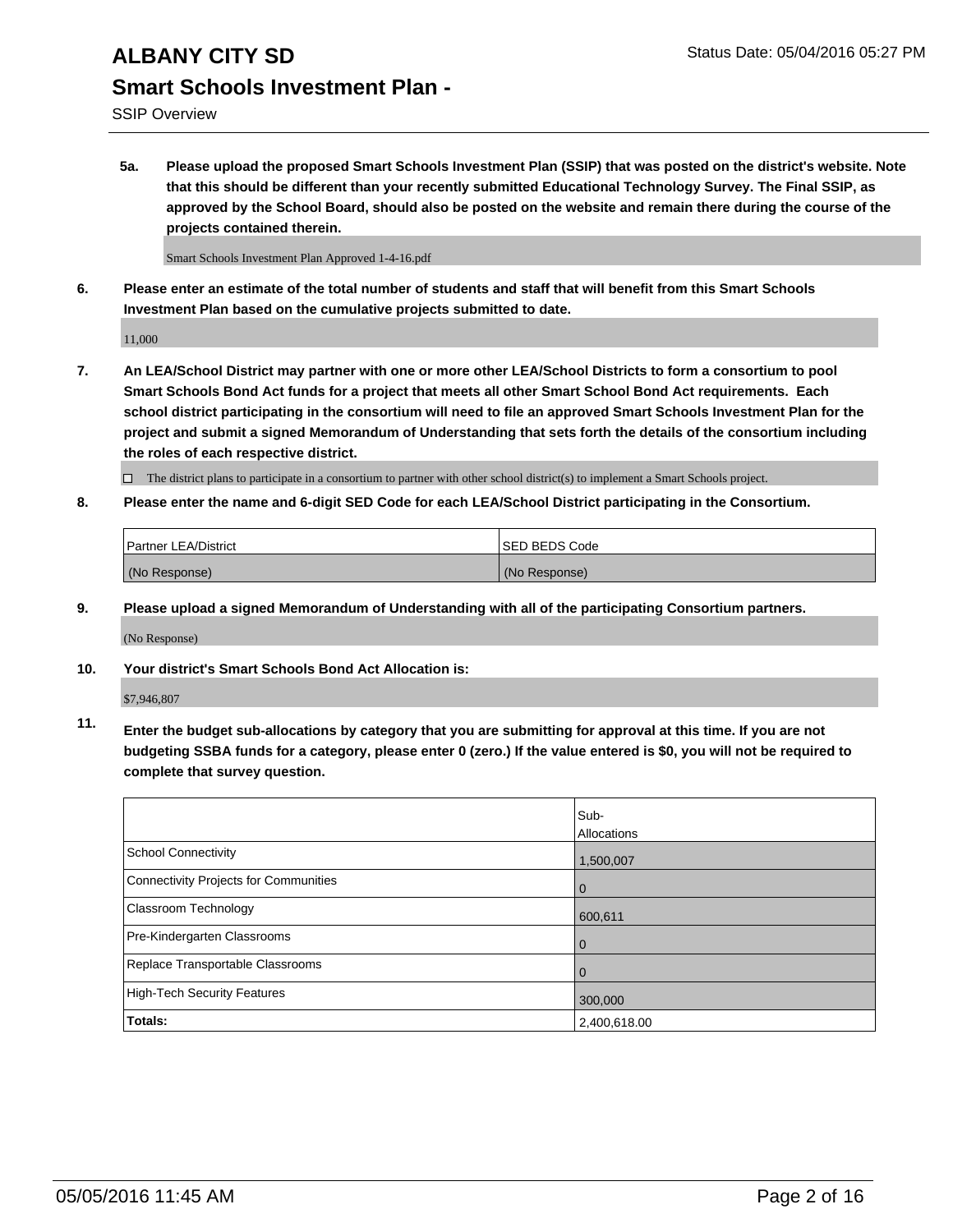# ALBANY CITY SD

## Smart Schools Investment Plan -

SSIP Overview

**5a. Please upload the proposed Smart Schools Investment Plan (SSIP) that was posted on the district's website. Note that this should be different than your recently submitted Educational Technology Survey. The Final SSIP, as approved by the School Board, should also be posted on the website and remain there during the course of the projects contained therein.**

Smart Schools Investment Plan Approved 1-4-16.pdf

**6. Please enter an estimate of the total number of students and staff that will benefit from this Smart Schools Investment Plan based on the cumulative projects submitted to date.**

11,000

**7. An LEA/School District may partner with one or more other LEA/School Districts to form a consortium to pool Smart Schools Bond Act funds for a project that meets all other Smart School Bond Act requirements. Each school district participating in the consortium will need to file an approved Smart Schools Investment Plan for the project and submit a signed Memorandum of Understanding that sets forth the details of the consortium including the roles of each respective district.**

☐ The district plans to participate in a consortium to partner with other school district(s) to implement a Smart Schools project.

**8. Please enter the name and 6-digit SED Code for each LEA/School District participating in the Consortium.**

| Partner LEA/District | SED BEDS Code |
|---|---|
| (No Response) | (No Response) |

**9. Please upload a signed Memorandum of Understanding with all of the participating Consortium partners.**

(No Response)

**10. Your district's Smart Schools Bond Act Allocation is:**

$7,946,807

**11. Enter the budget sub-allocations by category that you are submitting for approval at this time. If you are not budgeting SSBA funds for a category, please enter 0 (zero.) If the value entered is $0, you will not be required to complete that survey question.**

| | Sub-Allocations |
|---|---|
| School Connectivity | 1,500,007 |
| Connectivity Projects for Communities | 0 |
| Classroom Technology | 600,611 |
| Pre-Kindergarten Classrooms | 0 |
| Replace Transportable Classrooms | 0 |
| High-Tech Security Features | 300,000 |
| **Totals:** | 2,400,618.00 |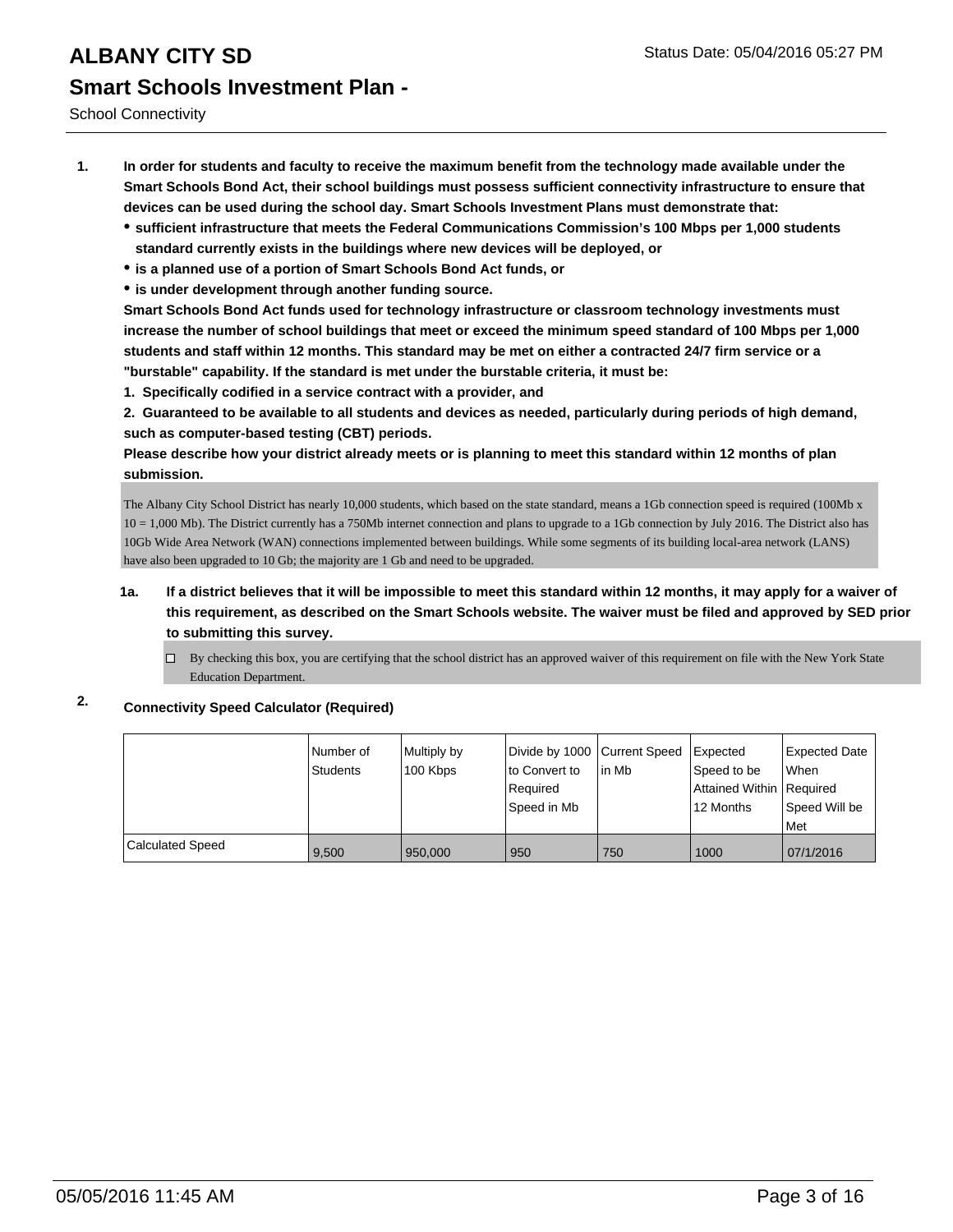# ALBANY CITY SD

Status Date: 05/04/2016 05:27 PM

## Smart Schools Investment Plan -

School Connectivity

1. **In order for students and faculty to receive the maximum benefit from the technology made available under the Smart Schools Bond Act, their school buildings must possess sufficient connectivity infrastructure to ensure that devices can be used during the school day. Smart Schools Investment Plans must demonstrate that:**
   - **sufficient infrastructure that meets the Federal Communications Commission's 100 Mbps per 1,000 students standard currently exists in the buildings where new devices will be deployed, or**
   - **is a planned use of a portion of Smart Schools Bond Act funds, or**
   - **is under development through another funding source.**

   **Smart Schools Bond Act funds used for technology infrastructure or classroom technology investments must increase the number of school buildings that meet or exceed the minimum speed standard of 100 Mbps per 1,000 students and staff within 12 months. This standard may be met on either a contracted 24/7 firm service or a "burstable" capability. If the standard is met under the burstable criteria, it must be:**

   **1. Specifically codified in a service contract with a provider, and**

   **2. Guaranteed to be available to all students and devices as needed, particularly during periods of high demand, such as computer-based testing (CBT) periods.**

   **Please describe how your district already meets or is planning to meet this standard within 12 months of plan submission.**

   The Albany City School District has nearly 10,000 students, which based on the state standard, means a 1Gb connection speed is required (100Mb x 10 = 1,000 Mb). The District currently has a 750Mb internet connection and plans to upgrade to a 1Gb connection by July 2016. The District also has 10Gb Wide Area Network (WAN) connections implemented between buildings. While some segments of its building local-area network (LANS) have also been upgraded to 10 Gb; the majority are 1 Gb and need to be upgraded.

   1a. **If a district believes that it will be impossible to meet this standard within 12 months, it may apply for a waiver of this requirement, as described on the Smart Schools website. The waiver must be filed and approved by SED prior to submitting this survey.**

   ☐ By checking this box, you are certifying that the school district has an approved waiver of this requirement on file with the New York State Education Department.

2. **Connectivity Speed Calculator (Required)**

| | Number of Students | Multiply by 100 Kbps | Divide by 1000 to Convert to Required Speed in Mb | Current Speed in Mb | Expected Speed to be Attained Within 12 Months | Expected Date When Required Speed Will be Met |
|---|---|---|---|---|---|---|
| Calculated Speed | 9,500 | 950,000 | 950 | 750 | 1000 | 07/1/2016 |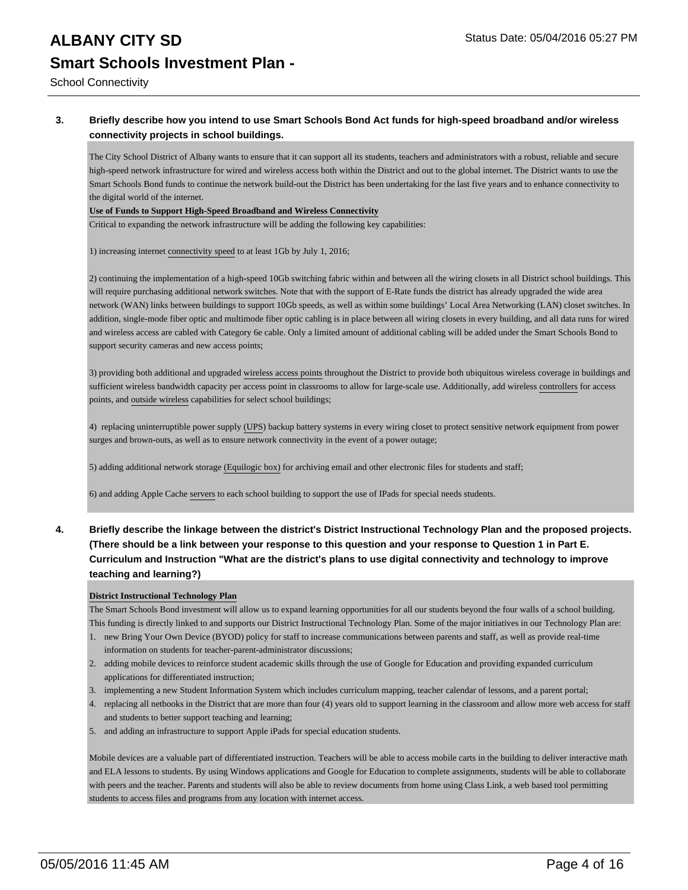**3. Briefly describe how you intend to use Smart Schools Bond Act funds for high-speed broadband and/or wireless connectivity projects in school buildings.**

The City School District of Albany wants to ensure that it can support all its students, teachers and administrators with a robust, reliable and secure high-speed network infrastructure for wired and wireless access both within the District and out to the global internet. The District wants to use the Smart Schools Bond funds to continue the network build-out the District has been undertaking for the last five years and to enhance connectivity to the digital world of the internet.

**Use of Funds to Support High-Speed Broadband and Wireless Connectivity**

Critical to expanding the network infrastructure will be adding the following key capabilities:

1) increasing internet connectivity speed to at least 1Gb by July 1, 2016;

2) continuing the implementation of a high-speed 10Gb switching fabric within and between all the wiring closets in all District school buildings. This will require purchasing additional network switches. Note that with the support of E-Rate funds the district has already upgraded the wide area network (WAN) links between buildings to support 10Gb speeds, as well as within some buildings' Local Area Networking (LAN) closet switches. In addition, single-mode fiber optic and multimode fiber optic cabling is in place between all wiring closets in every building, and all data runs for wired and wireless access are cabled with Category 6e cable. Only a limited amount of additional cabling will be added under the Smart Schools Bond to support security cameras and new access points;

3) providing both additional and upgraded wireless access points throughout the District to provide both ubiquitous wireless coverage in buildings and sufficient wireless bandwidth capacity per access point in classrooms to allow for large-scale use. Additionally, add wireless controllers for access points, and outside wireless capabilities for select school buildings;

4) replacing uninterruptible power supply (UPS) backup battery systems in every wiring closet to protect sensitive network equipment from power surges and brown-outs, as well as to ensure network connectivity in the event of a power outage;

5) adding additional network storage (Equilogic box) for archiving email and other electronic files for students and staff;

6) and adding Apple Cache servers to each school building to support the use of IPads for special needs students.

**4. Briefly describe the linkage between the district's District Instructional Technology Plan and the proposed projects. (There should be a link between your response to this question and your response to Question 1 in Part E. Curriculum and Instruction "What are the district's plans to use digital connectivity and technology to improve teaching and learning?)**

**District Instructional Technology Plan**

The Smart Schools Bond investment will allow us to expand learning opportunities for all our students beyond the four walls of a school building. This funding is directly linked to and supports our District Instructional Technology Plan. Some of the major initiatives in our Technology Plan are:

1. new Bring Your Own Device (BYOD) policy for staff to increase communications between parents and staff, as well as provide real-time information on students for teacher-parent-administrator discussions;
2. adding mobile devices to reinforce student academic skills through the use of Google for Education and providing expanded curriculum applications for differentiated instruction;
3. implementing a new Student Information System which includes curriculum mapping, teacher calendar of lessons, and a parent portal;
4. replacing all netbooks in the District that are more than four (4) years old to support learning in the classroom and allow more web access for staff and students to better support teaching and learning;
5. and adding an infrastructure to support Apple iPads for special education students.

Mobile devices are a valuable part of differentiated instruction. Teachers will be able to access mobile carts in the building to deliver interactive math and ELA lessons to students. By using Windows applications and Google for Education to complete assignments, students will be able to collaborate with peers and the teacher. Parents and students will also be able to review documents from home using Class Link, a web based tool permitting students to access files and programs from any location with internet access.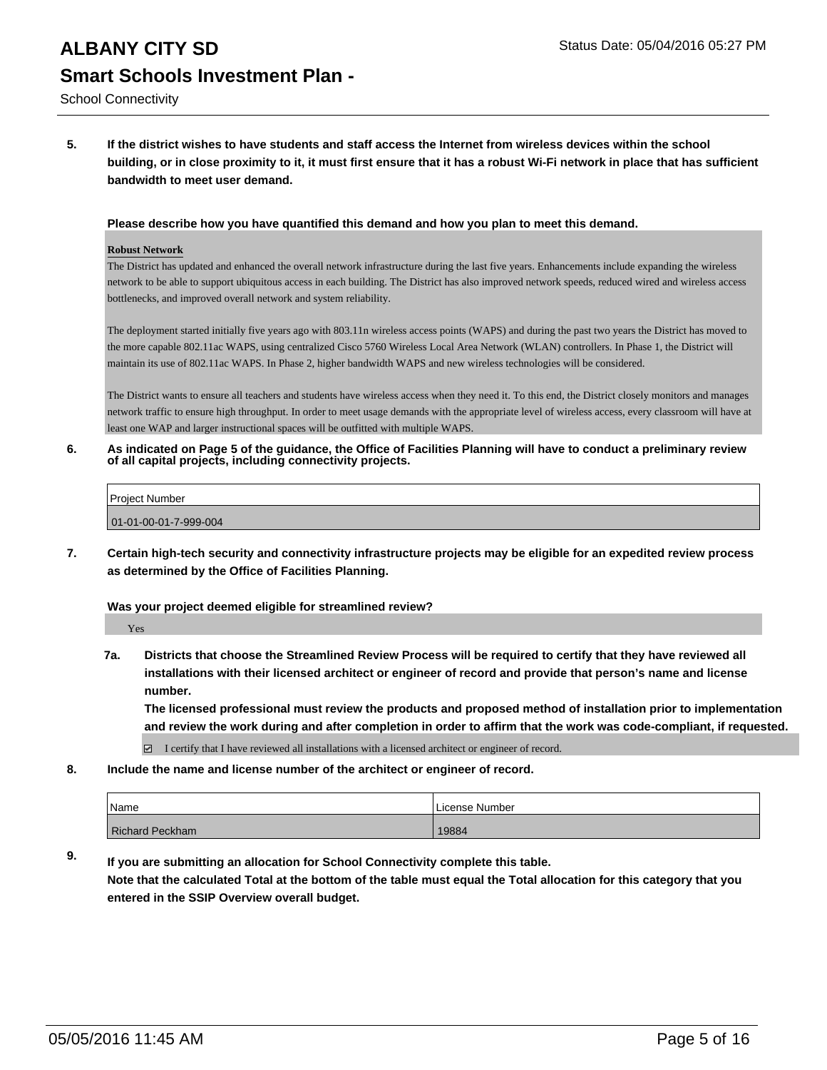5. **If the district wishes to have students and staff access the Internet from wireless devices within the school building, or in close proximity to it, it must first ensure that it has a robust Wi-Fi network in place that has sufficient bandwidth to meet user demand.**

**Please describe how you have quantified this demand and how you plan to meet this demand.**

**Robust Network**

The District has updated and enhanced the overall network infrastructure during the last five years. Enhancements include expanding the wireless network to be able to support ubiquitous access in each building. The District has also improved network speeds, reduced wired and wireless access bottlenecks, and improved overall network and system reliability.

The deployment started initially five years ago with 803.11n wireless access points (WAPS) and during the past two years the District has moved to the more capable 802.11ac WAPS, using centralized Cisco 5760 Wireless Local Area Network (WLAN) controllers. In Phase 1, the District will maintain its use of 802.11ac WAPS. In Phase 2, higher bandwidth WAPS and new wireless technologies will be considered.

The District wants to ensure all teachers and students have wireless access when they need it. To this end, the District closely monitors and manages network traffic to ensure high throughput. In order to meet usage demands with the appropriate level of wireless access, every classroom will have at least one WAP and larger instructional spaces will be outfitted with multiple WAPS.

6. **As indicated on Page 5 of the guidance, the Office of Facilities Planning will have to conduct a preliminary review of all capital projects, including connectivity projects.**

| Project Number |
|---|
| 01-01-00-01-7-999-004 |

7. **Certain high-tech security and connectivity infrastructure projects may be eligible for an expedited review process as determined by the Office of Facilities Planning.**

**Was your project deemed eligible for streamlined review?**

Yes

7a. **Districts that choose the Streamlined Review Process will be required to certify that they have reviewed all installations with their licensed architect or engineer of record and provide that person's name and license number.**
**The licensed professional must review the products and proposed method of installation prior to implementation and review the work during and after completion in order to affirm that the work was code-compliant, if requested.**

☑ I certify that I have reviewed all installations with a licensed architect or engineer of record.

8. **Include the name and license number of the architect or engineer of record.**

| Name | License Number |
|---|---|
| Richard Peckham | 19884 |

9. **If you are submitting an allocation for School Connectivity complete this table.**
**Note that the calculated Total at the bottom of the table must equal the Total allocation for this category that you entered in the SSIP Overview overall budget.**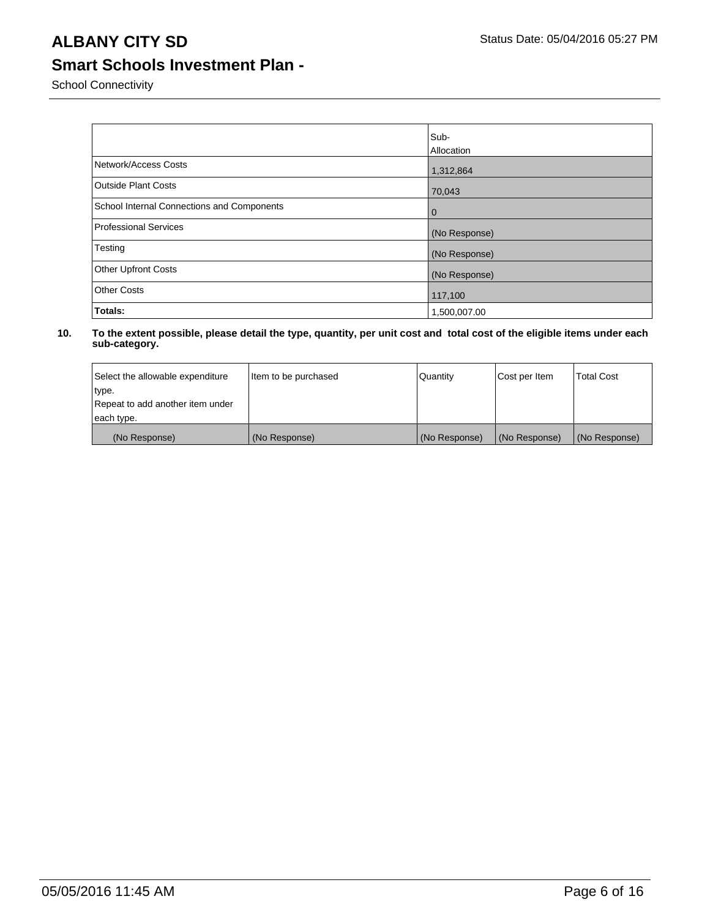# ALBANY CITY SD

## Smart Schools Investment Plan -

School Connectivity

| | Sub-Allocation |
|---|---|
| Network/Access Costs | 1,312,864 |
| Outside Plant Costs | 70,043 |
| School Internal Connections and Components | 0 |
| Professional Services | (No Response) |
| Testing | (No Response) |
| Other Upfront Costs | (No Response) |
| Other Costs | 117,100 |
| **Totals:** | 1,500,007.00 |

**10. To the extent possible, please detail the type, quantity, per unit cost and total cost of the eligible items under each sub-category.**

| Select the allowable expenditure type. Repeat to add another item under each type. | Item to be purchased | Quantity | Cost per Item | Total Cost |
|---|---|---|---|---|
| (No Response) | (No Response) | (No Response) | (No Response) | (No Response) |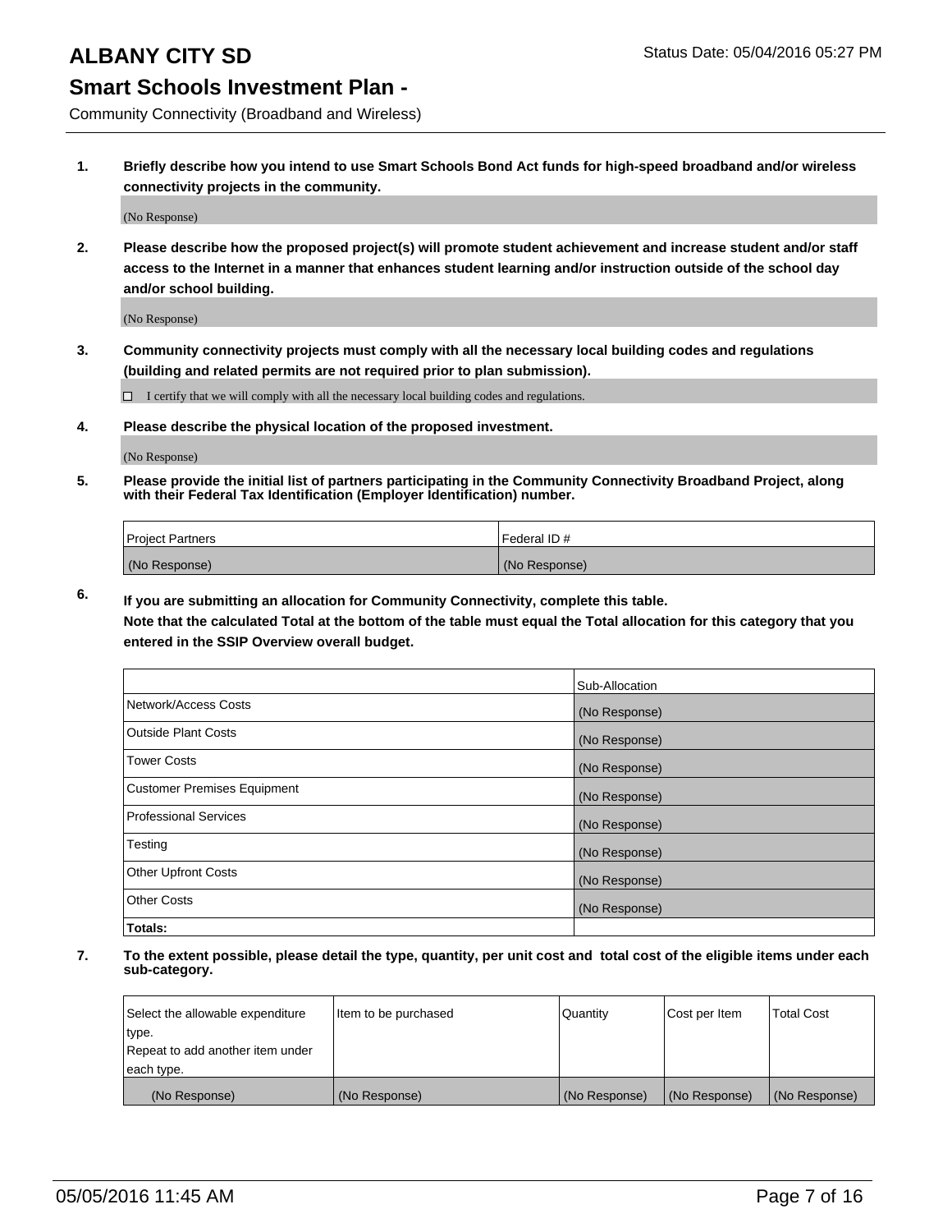# ALBANY CITY SD

Status Date: 05/04/2016 05:27 PM

## Smart Schools Investment Plan -

Community Connectivity (Broadband and Wireless)

**1. Briefly describe how you intend to use Smart Schools Bond Act funds for high-speed broadband and/or wireless connectivity projects in the community.**

(No Response)

**2. Please describe how the proposed project(s) will promote student achievement and increase student and/or staff access to the Internet in a manner that enhances student learning and/or instruction outside of the school day and/or school building.**

(No Response)

**3. Community connectivity projects must comply with all the necessary local building codes and regulations (building and related permits are not required prior to plan submission).**

☐ I certify that we will comply with all the necessary local building codes and regulations.

**4. Please describe the physical location of the proposed investment.**

(No Response)

**5. Please provide the initial list of partners participating in the Community Connectivity Broadband Project, along with their Federal Tax Identification (Employer Identification) number.**

| Project Partners | Federal ID # |
| --- | --- |
| (No Response) | (No Response) |

**6. If you are submitting an allocation for Community Connectivity, complete this table.**
**Note that the calculated Total at the bottom of the table must equal the Total allocation for this category that you entered in the SSIP Overview overall budget.**

| | Sub-Allocation |
| --- | --- |
| Network/Access Costs | (No Response) |
| Outside Plant Costs | (No Response) |
| Tower Costs | (No Response) |
| Customer Premises Equipment | (No Response) |
| Professional Services | (No Response) |
| Testing | (No Response) |
| Other Upfront Costs | (No Response) |
| Other Costs | (No Response) |
| **Totals:** | |

**7. To the extent possible, please detail the type, quantity, per unit cost and total cost of the eligible items under each sub-category.**

| Select the allowable expenditure type. Repeat to add another item under each type. | Item to be purchased | Quantity | Cost per Item | Total Cost |
| --- | --- | --- | --- | --- |
| (No Response) | (No Response) | (No Response) | (No Response) | (No Response) |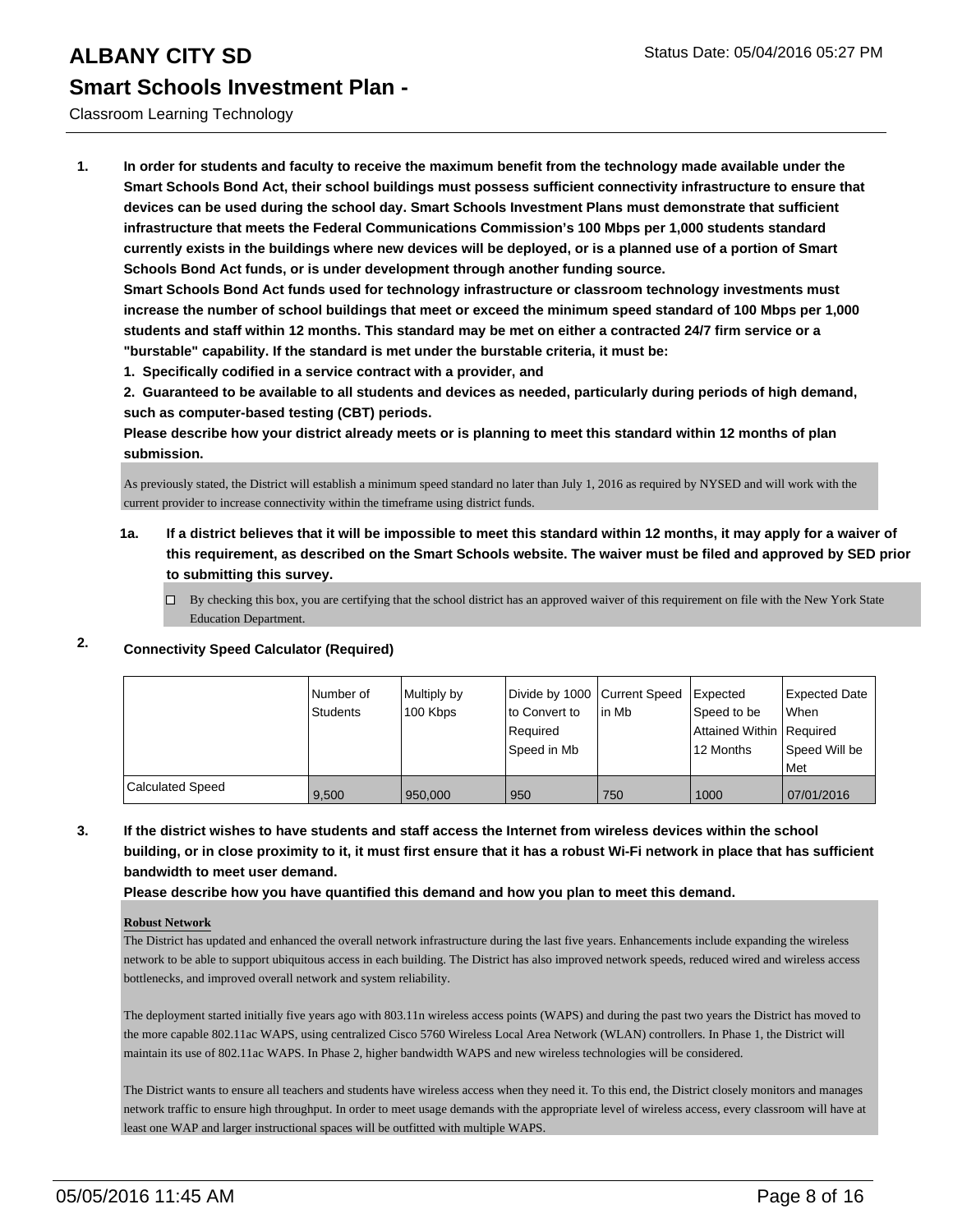# ALBANY CITY SD

## Smart Schools Investment Plan -

Classroom Learning Technology

Status Date: 05/04/2016 05:27 PM

1. **In order for students and faculty to receive the maximum benefit from the technology made available under the Smart Schools Bond Act, their school buildings must possess sufficient connectivity infrastructure to ensure that devices can be used during the school day. Smart Schools Investment Plans must demonstrate that sufficient infrastructure that meets the Federal Communications Commission's 100 Mbps per 1,000 students standard currently exists in the buildings where new devices will be deployed, or is a planned use of a portion of Smart Schools Bond Act funds, or is under development through another funding source.**
   **Smart Schools Bond Act funds used for technology infrastructure or classroom technology investments must increase the number of school buildings that meet or exceed the minimum speed standard of 100 Mbps per 1,000 students and staff within 12 months. This standard may be met on either a contracted 24/7 firm service or a "burstable" capability. If the standard is met under the burstable criteria, it must be:**
   **1. Specifically codified in a service contract with a provider, and**
   **2. Guaranteed to be available to all students and devices as needed, particularly during periods of high demand, such as computer-based testing (CBT) periods.**
   **Please describe how your district already meets or is planning to meet this standard within 12 months of plan submission.**

   As previously stated, the District will establish a minimum speed standard no later than July 1, 2016 as required by NYSED and will work with the current provider to increase connectivity within the timeframe using district funds.

   1a. **If a district believes that it will be impossible to meet this standard within 12 months, it may apply for a waiver of this requirement, as described on the Smart Schools website. The waiver must be filed and approved by SED prior to submitting this survey.**

   ☐ By checking this box, you are certifying that the school district has an approved waiver of this requirement on file with the New York State Education Department.

2. **Connectivity Speed Calculator (Required)**

| | Number of Students | Multiply by 100 Kbps | Divide by 1000 to Convert to Required Speed in Mb | Current Speed in Mb | Expected Speed to be Attained Within 12 Months | Expected Date When Required Speed Will be Met |
|---|---|---|---|---|---|---|
| Calculated Speed | 9,500 | 950,000 | 950 | 750 | 1000 | 07/01/2016 |

3. **If the district wishes to have students and staff access the Internet from wireless devices within the school building, or in close proximity to it, it must first ensure that it has a robust Wi-Fi network in place that has sufficient bandwidth to meet user demand.**
   **Please describe how you have quantified this demand and how you plan to meet this demand.**

   **Robust Network**
   The District has updated and enhanced the overall network infrastructure during the last five years. Enhancements include expanding the wireless network to be able to support ubiquitous access in each building. The District has also improved network speeds, reduced wired and wireless access bottlenecks, and improved overall network and system reliability.

   The deployment started initially five years ago with 803.11n wireless access points (WAPS) and during the past two years the District has moved to the more capable 802.11ac WAPS, using centralized Cisco 5760 Wireless Local Area Network (WLAN) controllers. In Phase 1, the District will maintain its use of 802.11ac WAPS. In Phase 2, higher bandwidth WAPS and new wireless technologies will be considered.

   The District wants to ensure all teachers and students have wireless access when they need it. To this end, the District closely monitors and manages network traffic to ensure high throughput. In order to meet usage demands with the appropriate level of wireless access, every classroom will have at least one WAP and larger instructional spaces will be outfitted with multiple WAPS.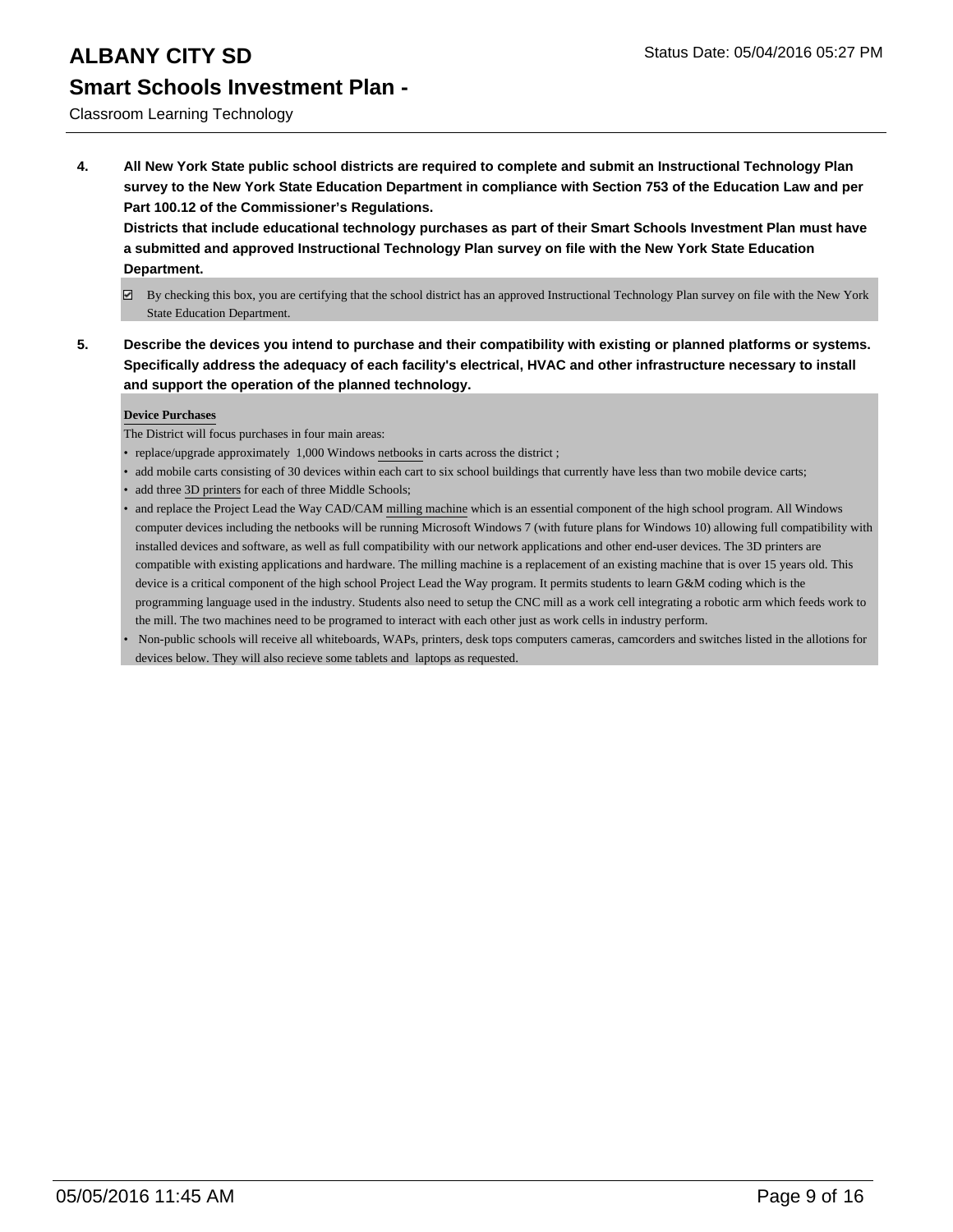# ALBANY CITY SD

## Smart Schools Investment Plan -

Classroom Learning Technology

**4. All New York State public school districts are required to complete and submit an Instructional Technology Plan survey to the New York State Education Department in compliance with Section 753 of the Education Law and per Part 100.12 of the Commissioner's Regulations.**
**Districts that include educational technology purchases as part of their Smart Schools Investment Plan must have a submitted and approved Instructional Technology Plan survey on file with the New York State Education Department.**

☑ By checking this box, you are certifying that the school district has an approved Instructional Technology Plan survey on file with the New York State Education Department.

**5. Describe the devices you intend to purchase and their compatibility with existing or planned platforms or systems. Specifically address the adequacy of each facility's electrical, HVAC and other infrastructure necessary to install and support the operation of the planned technology.**

**Device Purchases**

The District will focus purchases in four main areas:

- replace/upgrade approximately 1,000 Windows netbooks in carts across the district ;
- add mobile carts consisting of 30 devices within each cart to six school buildings that currently have less than two mobile device carts;
- add three 3D printers for each of three Middle Schools;
- and replace the Project Lead the Way CAD/CAM milling machine which is an essential component of the high school program. All Windows computer devices including the netbooks will be running Microsoft Windows 7 (with future plans for Windows 10) allowing full compatibility with installed devices and software, as well as full compatibility with our network applications and other end-user devices. The 3D printers are compatible with existing applications and hardware. The milling machine is a replacement of an existing machine that is over 15 years old. This device is a critical component of the high school Project Lead the Way program. It permits students to learn G&M coding which is the programming language used in the industry. Students also need to setup the CNC mill as a work cell integrating a robotic arm which feeds work to the mill. The two machines need to be programed to interact with each other just as work cells in industry perform.
- Non-public schools will receive all whiteboards, WAPs, printers, desk tops computers cameras, camcorders and switches listed in the allotions for devices below. They will also recieve some tablets and laptops as requested.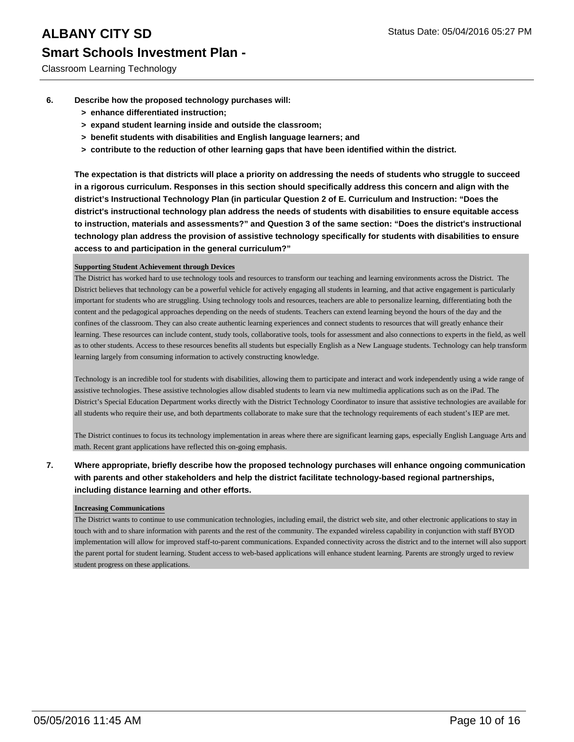**6. Describe how the proposed technology purchases will:**

- **> enhance differentiated instruction;**
- **> expand student learning inside and outside the classroom;**
- **> benefit students with disabilities and English language learners; and**
- **> contribute to the reduction of other learning gaps that have been identified within the district.**

**The expectation is that districts will place a priority on addressing the needs of students who struggle to succeed in a rigorous curriculum. Responses in this section should specifically address this concern and align with the district's Instructional Technology Plan (in particular Question 2 of E. Curriculum and Instruction: "Does the district's instructional technology plan address the needs of students with disabilities to ensure equitable access to instruction, materials and assessments?" and Question 3 of the same section: "Does the district's instructional technology plan address the provision of assistive technology specifically for students with disabilities to ensure access to and participation in the general curriculum?"**

**Supporting Student Achievement through Devices**

The District has worked hard to use technology tools and resources to transform our teaching and learning environments across the District. The District believes that technology can be a powerful vehicle for actively engaging all students in learning, and that active engagement is particularly important for students who are struggling. Using technology tools and resources, teachers are able to personalize learning, differentiating both the content and the pedagogical approaches depending on the needs of students. Teachers can extend learning beyond the hours of the day and the confines of the classroom. They can also create authentic learning experiences and connect students to resources that will greatly enhance their learning. These resources can include content, study tools, collaborative tools, tools for assessment and also connections to experts in the field, as well as to other students. Access to these resources benefits all students but especially English as a New Language students. Technology can help transform learning largely from consuming information to actively constructing knowledge.

Technology is an incredible tool for students with disabilities, allowing them to participate and interact and work independently using a wide range of assistive technologies. These assistive technologies allow disabled students to learn via new multimedia applications such as on the iPad. The District's Special Education Department works directly with the District Technology Coordinator to insure that assistive technologies are available for all students who require their use, and both departments collaborate to make sure that the technology requirements of each student's IEP are met.

The District continues to focus its technology implementation in areas where there are significant learning gaps, especially English Language Arts and math. Recent grant applications have reflected this on-going emphasis.

**7. Where appropriate, briefly describe how the proposed technology purchases will enhance ongoing communication with parents and other stakeholders and help the district facilitate technology-based regional partnerships, including distance learning and other efforts.**

**Increasing Communications**

The District wants to continue to use communication technologies, including email, the district web site, and other electronic applications to stay in touch with and to share information with parents and the rest of the community. The expanded wireless capability in conjunction with staff BYOD implementation will allow for improved staff-to-parent communications. Expanded connectivity across the district and to the internet will also support the parent portal for student learning. Student access to web-based applications will enhance student learning. Parents are strongly urged to review student progress on these applications.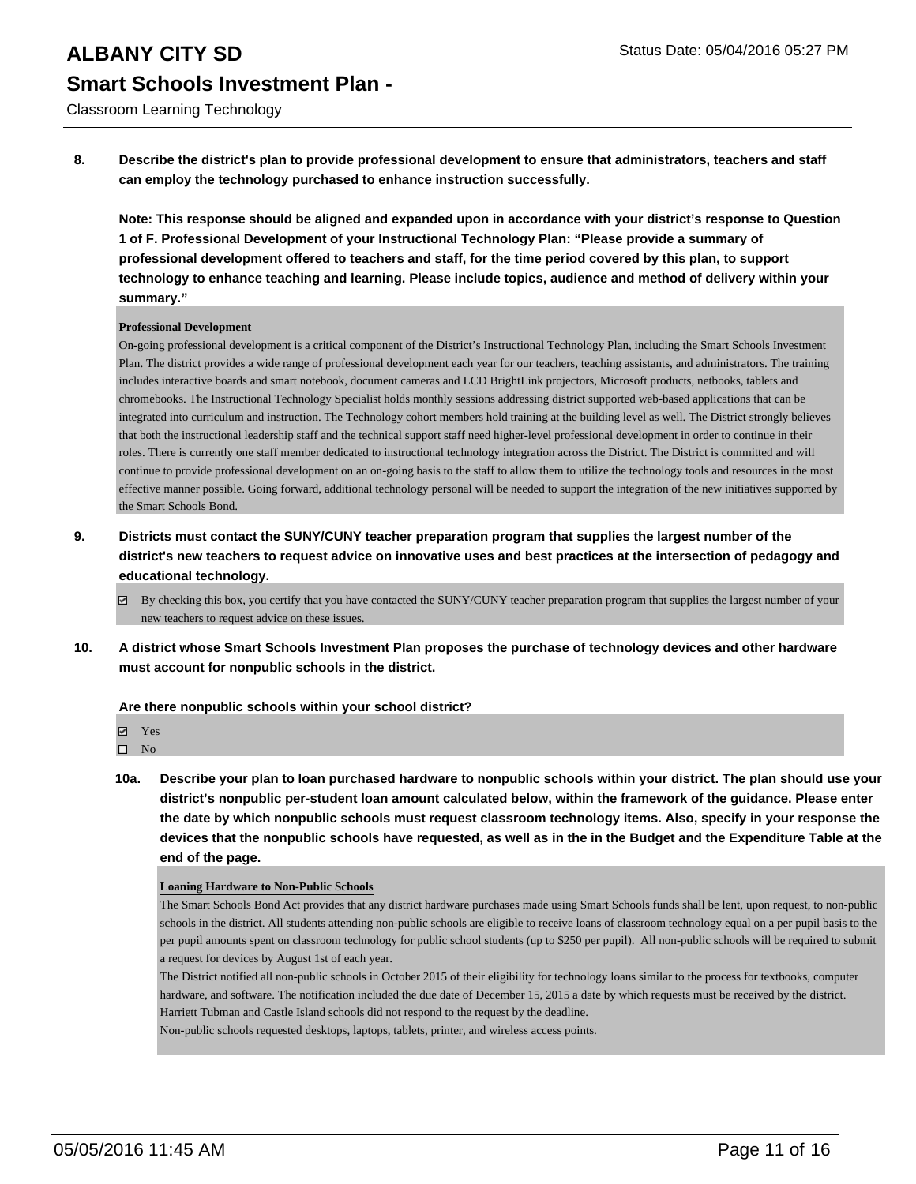8. **Describe the district's plan to provide professional development to ensure that administrators, teachers and staff can employ the technology purchased to enhance instruction successfully.**

   **Note: This response should be aligned and expanded upon in accordance with your district's response to Question 1 of F. Professional Development of your Instructional Technology Plan: "Please provide a summary of professional development offered to teachers and staff, for the time period covered by this plan, to support technology to enhance teaching and learning. Please include topics, audience and method of delivery within your summary."**

   **Professional Development**

   On-going professional development is a critical component of the District's Instructional Technology Plan, including the Smart Schools Investment Plan. The district provides a wide range of professional development each year for our teachers, teaching assistants, and administrators. The training includes interactive boards and smart notebook, document cameras and LCD BrightLink projectors, Microsoft products, netbooks, tablets and chromebooks. The Instructional Technology Specialist holds monthly sessions addressing district supported web-based applications that can be integrated into curriculum and instruction. The Technology cohort members hold training at the building level as well. The District strongly believes that both the instructional leadership staff and the technical support staff need higher-level professional development in order to continue in their roles. There is currently one staff member dedicated to instructional technology integration across the District. The District is committed and will continue to provide professional development on an on-going basis to the staff to allow them to utilize the technology tools and resources in the most effective manner possible. Going forward, additional technology personal will be needed to support the integration of the new initiatives supported by the Smart Schools Bond.

9. **Districts must contact the SUNY/CUNY teacher preparation program that supplies the largest number of the district's new teachers to request advice on innovative uses and best practices at the intersection of pedagogy and educational technology.**

   - ☑ By checking this box, you certify that you have contacted the SUNY/CUNY teacher preparation program that supplies the largest number of your new teachers to request advice on these issues.

10. **A district whose Smart Schools Investment Plan proposes the purchase of technology devices and other hardware must account for nonpublic schools in the district.**

    **Are there nonpublic schools within your school district?**

    - ☑ Yes
    - ☐ No

    **10a. Describe your plan to loan purchased hardware to nonpublic schools within your district. The plan should use your district's nonpublic per-student loan amount calculated below, within the framework of the guidance. Please enter the date by which nonpublic schools must request classroom technology items. Also, specify in your response the devices that the nonpublic schools have requested, as well as in the in the Budget and the Expenditure Table at the end of the page.**

    **Loaning Hardware to Non-Public Schools**

    The Smart Schools Bond Act provides that any district hardware purchases made using Smart Schools funds shall be lent, upon request, to non-public schools in the district. All students attending non-public schools are eligible to receive loans of classroom technology equal on a per pupil basis to the per pupil amounts spent on classroom technology for public school students (up to $250 per pupil). All non-public schools will be required to submit a request for devices by August 1st of each year.

    The District notified all non-public schools in October 2015 of their eligibility for technology loans similar to the process for textbooks, computer hardware, and software. The notification included the due date of December 15, 2015 a date by which requests must be received by the district. Harriett Tubman and Castle Island schools did not respond to the request by the deadline.

    Non-public schools requested desktops, laptops, tablets, printer, and wireless access points.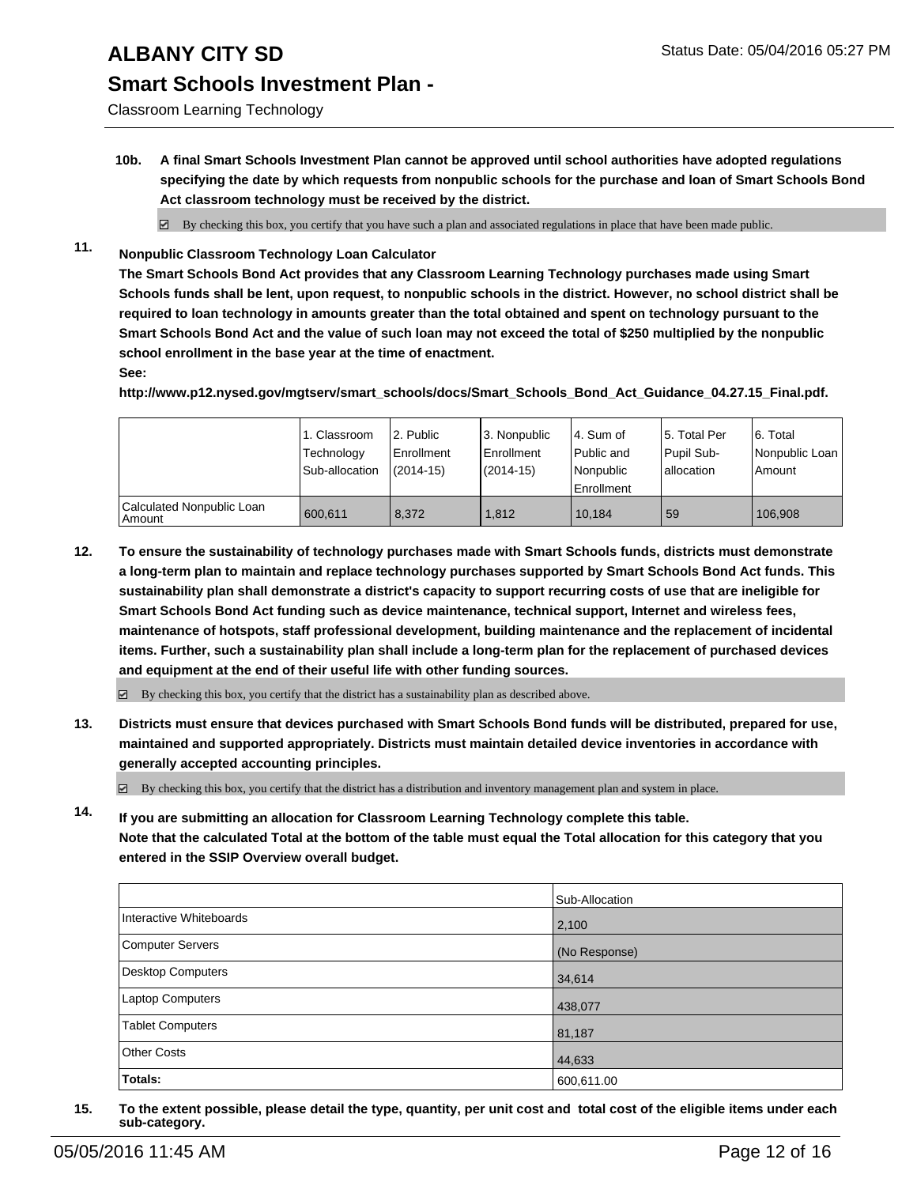**10b. A final Smart Schools Investment Plan cannot be approved until school authorities have adopted regulations specifying the date by which requests from nonpublic schools for the purchase and loan of Smart Schools Bond Act classroom technology must be received by the district.**

☑ By checking this box, you certify that you have such a plan and associated regulations in place that have been made public.

**11. Nonpublic Classroom Technology Loan Calculator**

**The Smart Schools Bond Act provides that any Classroom Learning Technology purchases made using Smart Schools funds shall be lent, upon request, to nonpublic schools in the district. However, no school district shall be required to loan technology in amounts greater than the total obtained and spent on technology pursuant to the Smart Schools Bond Act and the value of such loan may not exceed the total of $250 multiplied by the nonpublic school enrollment in the base year at the time of enactment.**

**See:**

**http://www.p12.nysed.gov/mgtserv/smart_schools/docs/Smart_Schools_Bond_Act_Guidance_04.27.15_Final.pdf.**

| | 1. Classroom Technology Sub-allocation | 2. Public Enrollment (2014-15) | 3. Nonpublic Enrollment (2014-15) | 4. Sum of Public and Nonpublic Enrollment | 5. Total Per Pupil Sub-allocation | 6. Total Nonpublic Loan Amount |
|---|---|---|---|---|---|---|
| Calculated Nonpublic Loan Amount | 600,611 | 8,372 | 1,812 | 10,184 | 59 | 106,908 |

**12. To ensure the sustainability of technology purchases made with Smart Schools funds, districts must demonstrate a long-term plan to maintain and replace technology purchases supported by Smart Schools Bond Act funds. This sustainability plan shall demonstrate a district's capacity to support recurring costs of use that are ineligible for Smart Schools Bond Act funding such as device maintenance, technical support, Internet and wireless fees, maintenance of hotspots, staff professional development, building maintenance and the replacement of incidental items. Further, such a sustainability plan shall include a long-term plan for the replacement of purchased devices and equipment at the end of their useful life with other funding sources.**

☑ By checking this box, you certify that the district has a sustainability plan as described above.

**13. Districts must ensure that devices purchased with Smart Schools Bond funds will be distributed, prepared for use, maintained and supported appropriately. Districts must maintain detailed device inventories in accordance with generally accepted accounting principles.**

☑ By checking this box, you certify that the district has a distribution and inventory management plan and system in place.

**14. If you are submitting an allocation for Classroom Learning Technology complete this table. Note that the calculated Total at the bottom of the table must equal the Total allocation for this category that you entered in the SSIP Overview overall budget.**

| | Sub-Allocation |
|---|---|
| Interactive Whiteboards | 2,100 |
| Computer Servers | (No Response) |
| Desktop Computers | 34,614 |
| Laptop Computers | 438,077 |
| Tablet Computers | 81,187 |
| Other Costs | 44,633 |
| **Totals:** | 600,611.00 |

**15. To the extent possible, please detail the type, quantity, per unit cost and total cost of the eligible items under each sub-category.**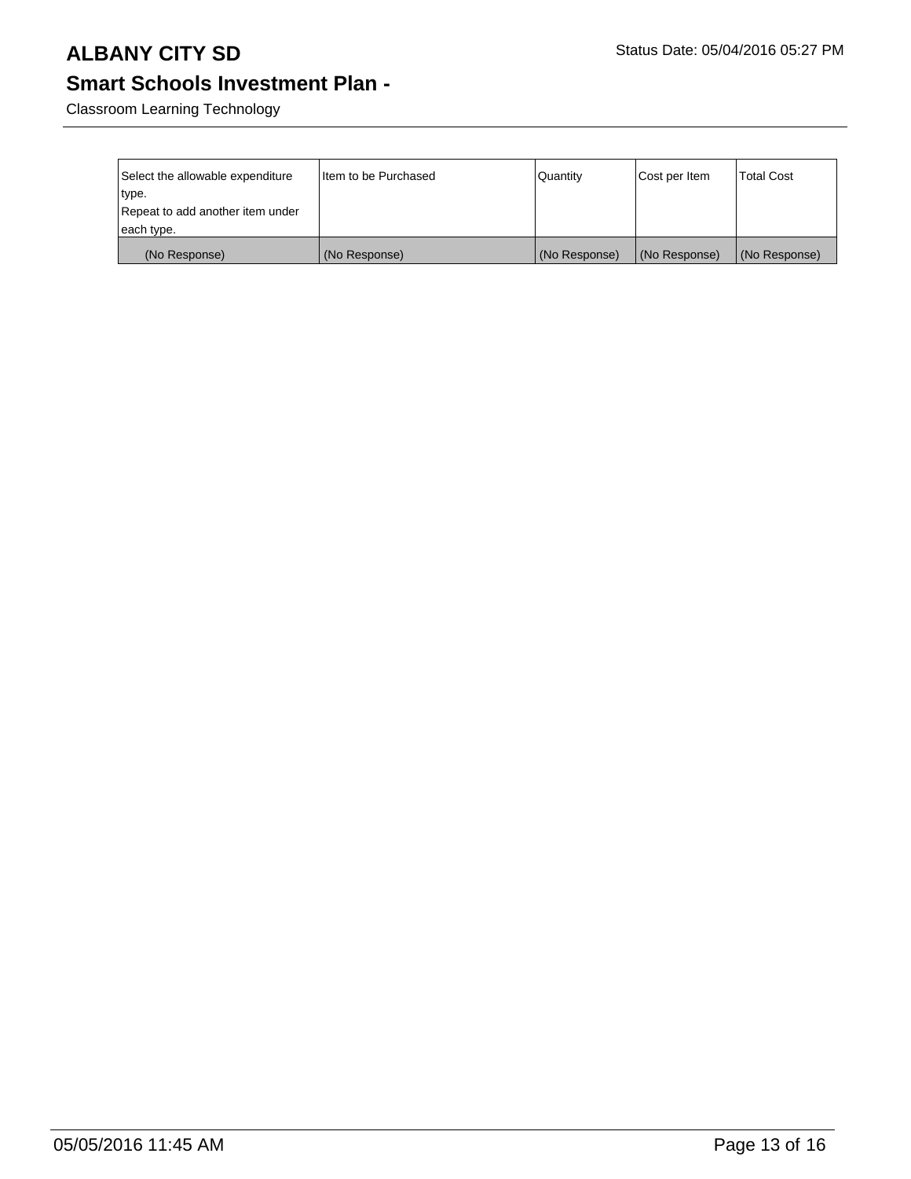# ALBANY CITY SD

## Smart Schools Investment Plan -

Classroom Learning Technology

| Select the allowable expenditure type. Repeat to add another item under each type. | Item to be Purchased | Quantity | Cost per Item | Total Cost |
| --- | --- | --- | --- | --- |
| (No Response) | (No Response) | (No Response) | (No Response) | (No Response) |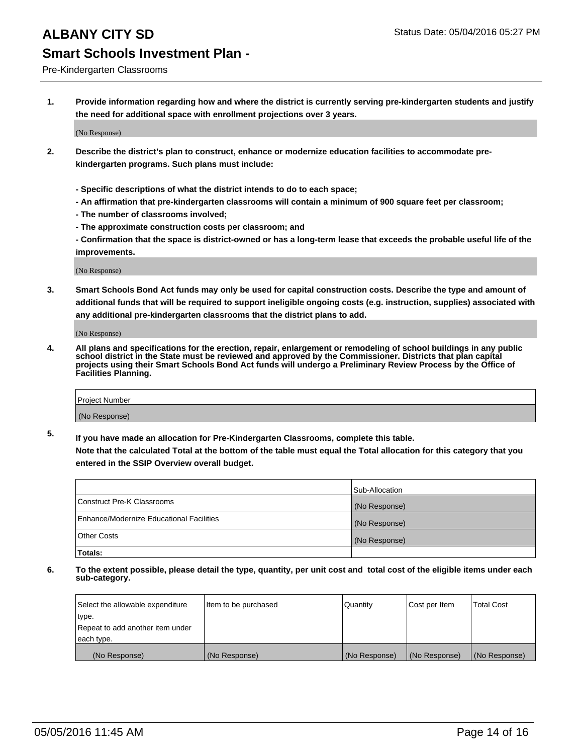# ALBANY CITY SD

Status Date: 05/04/2016 05:27 PM

## Smart Schools Investment Plan -

Pre-Kindergarten Classrooms

**1. Provide information regarding how and where the district is currently serving pre-kindergarten students and justify the need for additional space with enrollment projections over 3 years.**

(No Response)

**2. Describe the district's plan to construct, enhance or modernize education facilities to accommodate pre-kindergarten programs. Such plans must include:**

**- Specific descriptions of what the district intends to do to each space;**
**- An affirmation that pre-kindergarten classrooms will contain a minimum of 900 square feet per classroom;**
**- The number of classrooms involved;**
**- The approximate construction costs per classroom; and**
**- Confirmation that the space is district-owned or has a long-term lease that exceeds the probable useful life of the improvements.**

(No Response)

**3. Smart Schools Bond Act funds may only be used for capital construction costs. Describe the type and amount of additional funds that will be required to support ineligible ongoing costs (e.g. instruction, supplies) associated with any additional pre-kindergarten classrooms that the district plans to add.**

(No Response)

**4. All plans and specifications for the erection, repair, enlargement or remodeling of school buildings in any public school district in the State must be reviewed and approved by the Commissioner. Districts that plan capital projects using their Smart Schools Bond Act funds will undergo a Preliminary Review Process by the Office of Facilities Planning.**

| Project Number |
| --- |
| (No Response) |

**5. If you have made an allocation for Pre-Kindergarten Classrooms, complete this table.**
**Note that the calculated Total at the bottom of the table must equal the Total allocation for this category that you entered in the SSIP Overview overall budget.**

| | Sub-Allocation |
| --- | --- |
| Construct Pre-K Classrooms | (No Response) |
| Enhance/Modernize Educational Facilities | (No Response) |
| Other Costs | (No Response) |
| **Totals:** | |

**6. To the extent possible, please detail the type, quantity, per unit cost and total cost of the eligible items under each sub-category.**

| Select the allowable expenditure type. Repeat to add another item under each type. | Item to be purchased | Quantity | Cost per Item | Total Cost |
| --- | --- | --- | --- | --- |
| (No Response) | (No Response) | (No Response) | (No Response) | (No Response) |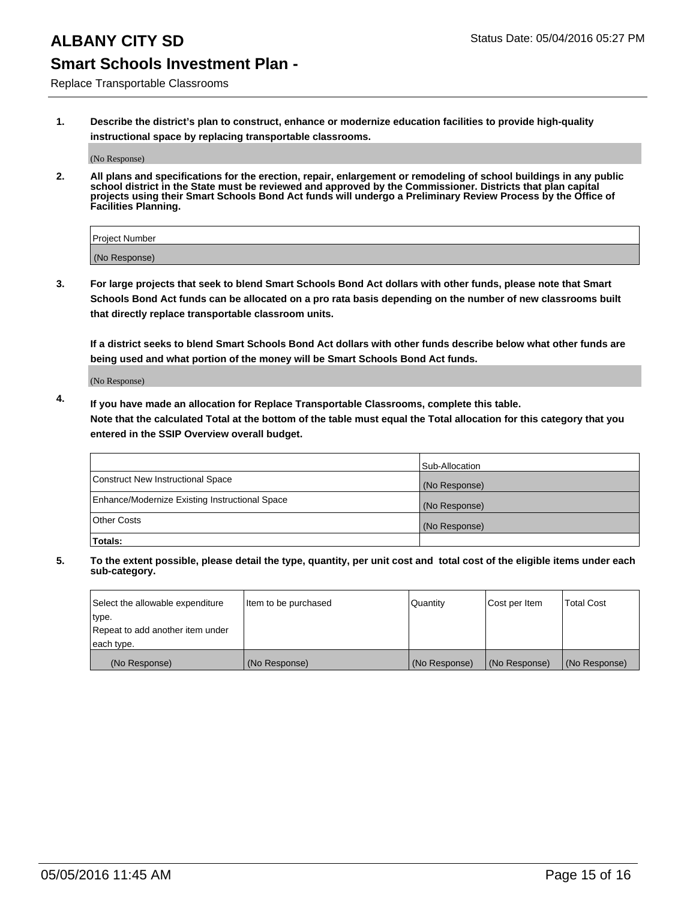# ALBANY CITY SD

Status Date: 05/04/2016 05:27 PM

## Smart Schools Investment Plan -

Replace Transportable Classrooms

**1. Describe the district's plan to construct, enhance or modernize education facilities to provide high-quality instructional space by replacing transportable classrooms.**

(No Response)

**2. All plans and specifications for the erection, repair, enlargement or remodeling of school buildings in any public school district in the State must be reviewed and approved by the Commissioner. Districts that plan capital projects using their Smart Schools Bond Act funds will undergo a Preliminary Review Process by the Office of Facilities Planning.**

| Project Number |
| --- |
| (No Response) |

**3. For large projects that seek to blend Smart Schools Bond Act dollars with other funds, please note that Smart Schools Bond Act funds can be allocated on a pro rata basis depending on the number of new classrooms built that directly replace transportable classroom units.**

**If a district seeks to blend Smart Schools Bond Act dollars with other funds describe below what other funds are being used and what portion of the money will be Smart Schools Bond Act funds.**

(No Response)

**4. If you have made an allocation for Replace Transportable Classrooms, complete this table. Note that the calculated Total at the bottom of the table must equal the Total allocation for this category that you entered in the SSIP Overview overall budget.**

| | Sub-Allocation |
| --- | --- |
| Construct New Instructional Space | (No Response) |
| Enhance/Modernize Existing Instructional Space | (No Response) |
| Other Costs | (No Response) |
| **Totals:** | |

**5. To the extent possible, please detail the type, quantity, per unit cost and total cost of the eligible items under each sub-category.**

| Select the allowable expenditure type. Repeat to add another item under each type. | Item to be purchased | Quantity | Cost per Item | Total Cost |
| --- | --- | --- | --- | --- |
| (No Response) | (No Response) | (No Response) | (No Response) | (No Response) |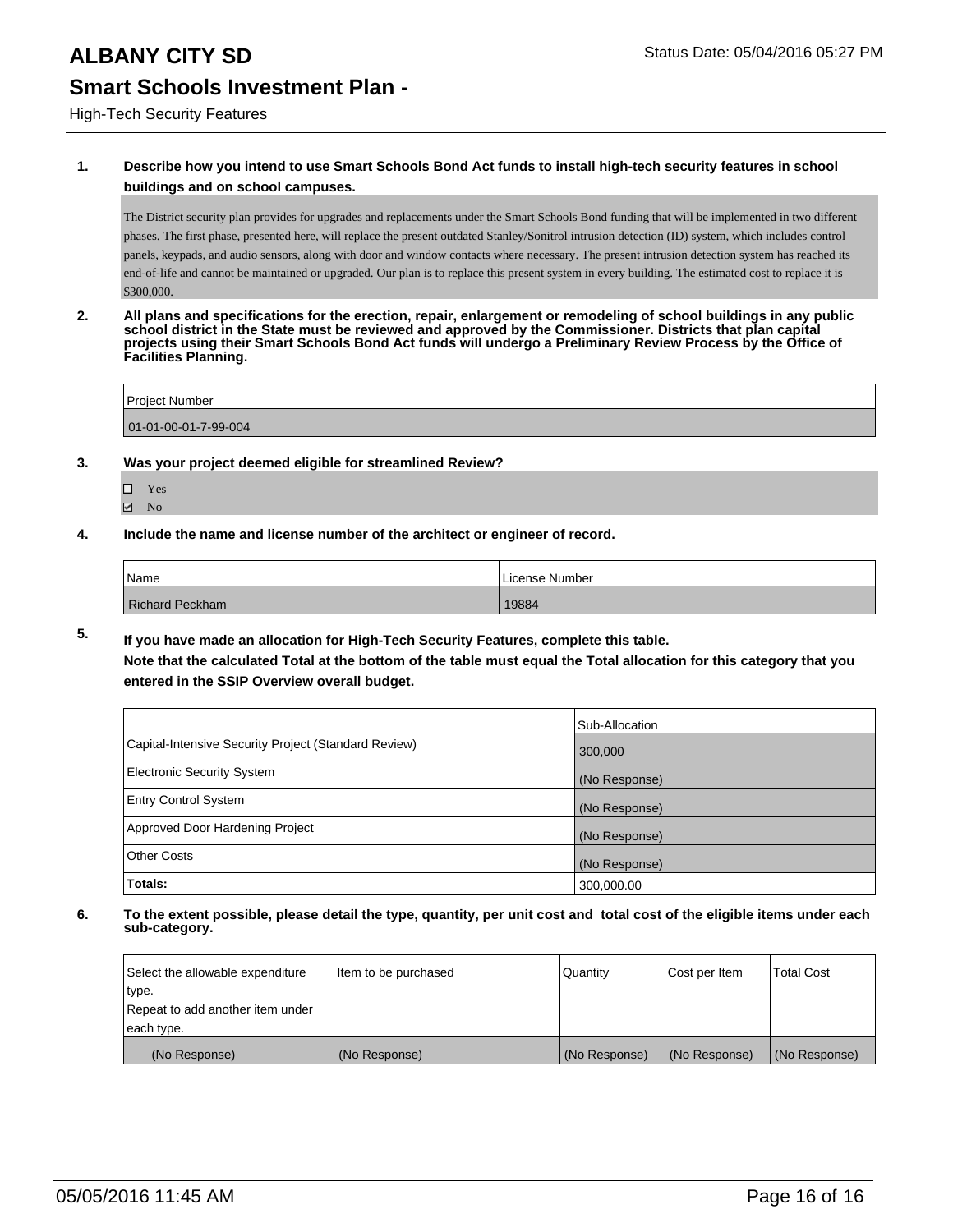# ALBANY CITY SD

Status Date: 05/04/2016 05:27 PM

## Smart Schools Investment Plan -

High-Tech Security Features

**1. Describe how you intend to use Smart Schools Bond Act funds to install high-tech security features in school buildings and on school campuses.**

The District security plan provides for upgrades and replacements under the Smart Schools Bond funding that will be implemented in two different phases. The first phase, presented here, will replace the present outdated Stanley/Sonitrol intrusion detection (ID) system, which includes control panels, keypads, and audio sensors, along with door and window contacts where necessary. The present intrusion detection system has reached its end-of-life and cannot be maintained or upgraded. Our plan is to replace this present system in every building. The estimated cost to replace it is $300,000.

**2. All plans and specifications for the erection, repair, enlargement or remodeling of school buildings in any public school district in the State must be reviewed and approved by the Commissioner. Districts that plan capital projects using their Smart Schools Bond Act funds will undergo a Preliminary Review Process by the Office of Facilities Planning.**

| Project Number |
|---|
| 01-01-00-01-7-99-004 |

**3. Was your project deemed eligible for streamlined Review?**

- ☐ Yes
- ☑ No

**4. Include the name and license number of the architect or engineer of record.**

| Name | License Number |
|---|---|
| Richard Peckham | 19884 |

**5. If you have made an allocation for High-Tech Security Features, complete this table.**

**Note that the calculated Total at the bottom of the table must equal the Total allocation for this category that you entered in the SSIP Overview overall budget.**

| | Sub-Allocation |
|---|---|
| Capital-Intensive Security Project (Standard Review) | 300,000 |
| Electronic Security System | (No Response) |
| Entry Control System | (No Response) |
| Approved Door Hardening Project | (No Response) |
| Other Costs | (No Response) |
| **Totals:** | 300,000.00 |

**6. To the extent possible, please detail the type, quantity, per unit cost and total cost of the eligible items under each sub-category.**

| Select the allowable expenditure type. Repeat to add another item under each type. | Item to be purchased | Quantity | Cost per Item | Total Cost |
|---|---|---|---|---|
| (No Response) | (No Response) | (No Response) | (No Response) | (No Response) |